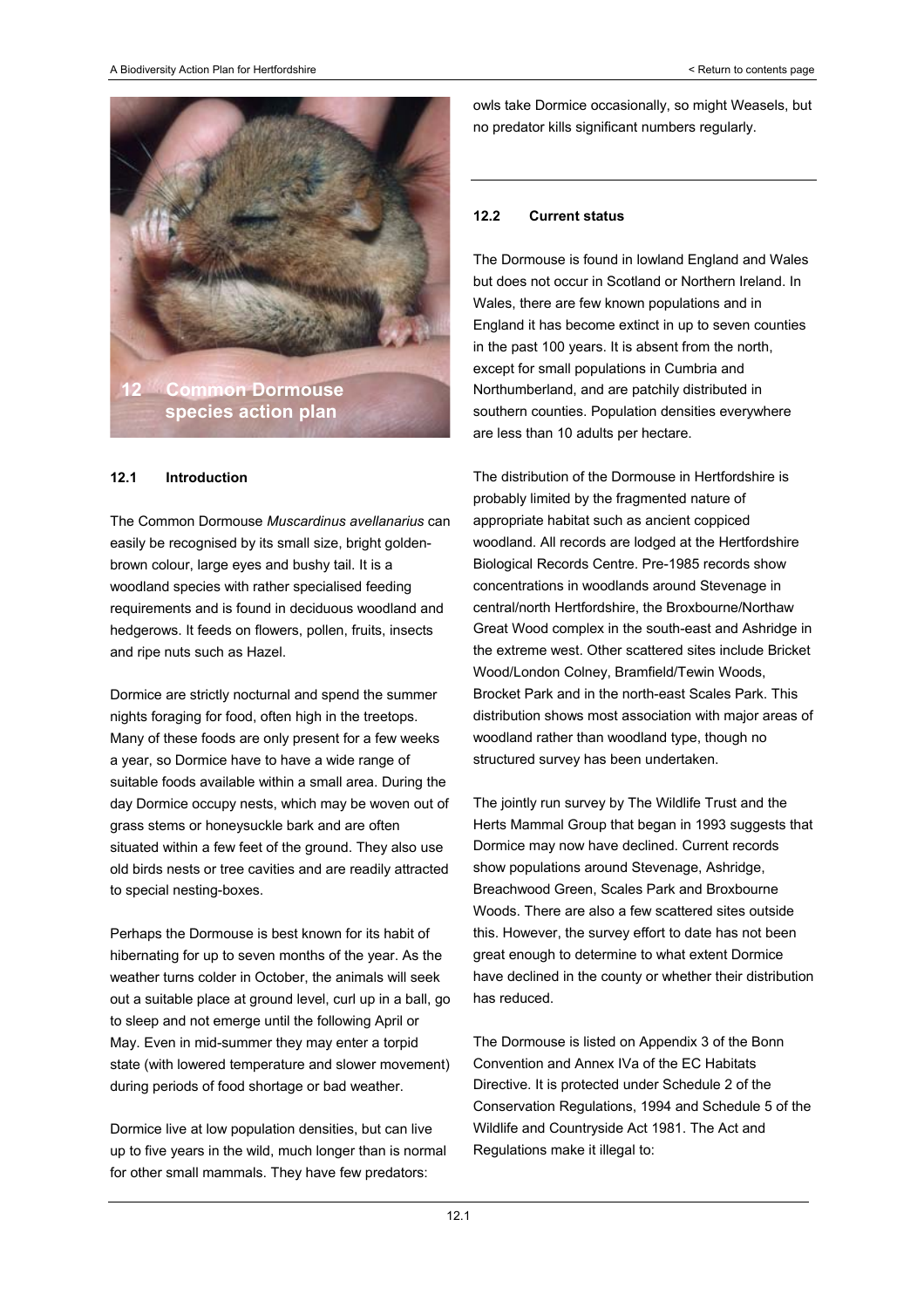# 12 Common Dormouse species action plan

## 12.1 Introduction

The Common Dormouse *Muscardinus avellanarius* can easily be recognised by its small size, bright golden-brown colour, large eyes and bushy tail. It is a woodland species with rather specialised feeding requirements and is found in deciduous woodland and hedgerows. It feeds on flowers, pollen, fruits, insects and ripe nuts such as Hazel.

Dormice are strictly nocturnal and spend the summer nights foraging for food, often high in the treetops. Many of these foods are only present for a few weeks a year, so Dormice have to have a wide range of suitable foods available within a small area. During the day Dormice occupy nests, which may be woven out of grass stems or honeysuckle bark and are often situated within a few feet of the ground. They also use old birds nests or tree cavities and are readily attracted to special nesting-boxes.

Perhaps the Dormouse is best known for its habit of hibernating for up to seven months of the year. As the weather turns colder in October, the animals will seek out a suitable place at ground level, curl up in a ball, go to sleep and not emerge until the following April or May. Even in mid-summer they may enter a torpid state (with lowered temperature and slower movement) during periods of food shortage or bad weather.

Dormice live at low population densities, but can live up to five years in the wild, much longer than is normal for other small mammals. They have few predators: owls take Dormice occasionally, so might Weasels, but no predator kills significant numbers regularly.

## 12.2 Current status

The Dormouse is found in lowland England and Wales but does not occur in Scotland or Northern Ireland. In Wales, there are few known populations and in England it has become extinct in up to seven counties in the past 100 years. It is absent from the north, except for small populations in Cumbria and Northumberland, and are patchily distributed in southern counties. Population densities everywhere are less than 10 adults per hectare.

The distribution of the Dormouse in Hertfordshire is probably limited by the fragmented nature of appropriate habitat such as ancient coppiced woodland. All records are lodged at the Hertfordshire Biological Records Centre. Pre-1985 records show concentrations in woodlands around Stevenage in central/north Hertfordshire, the Broxbourne/Northaw Great Wood complex in the south-east and Ashridge in the extreme west. Other scattered sites include Bricket Wood/London Colney, Bramfield/Tewin Woods, Brocket Park and in the north-east Scales Park. This distribution shows most association with major areas of woodland rather than woodland type, though no structured survey has been undertaken.

The jointly run survey by The Wildlife Trust and the Herts Mammal Group that began in 1993 suggests that Dormice may now have declined. Current records show populations around Stevenage, Ashridge, Breachwood Green, Scales Park and Broxbourne Woods. There are also a few scattered sites outside this. However, the survey effort to date has not been great enough to determine to what extent Dormice have declined in the county or whether their distribution has reduced.

The Dormouse is listed on Appendix 3 of the Bonn Convention and Annex IVa of the EC Habitats Directive. It is protected under Schedule 2 of the Conservation Regulations, 1994 and Schedule 5 of the Wildlife and Countryside Act 1981. The Act and Regulations make it illegal to: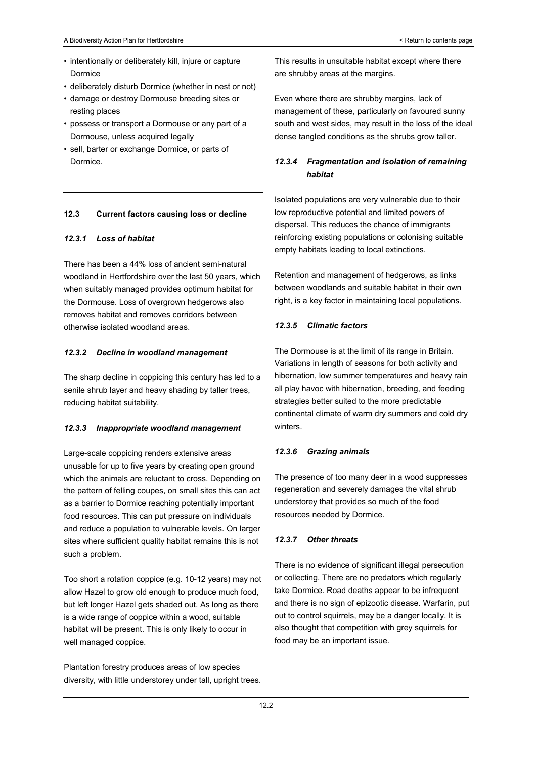- intentionally or deliberately kill, injure or capture Dormice
- deliberately disturb Dormice (whether in nest or not)
- damage or destroy Dormouse breeding sites or resting places
- possess or transport a Dormouse or any part of a Dormouse, unless acquired legally
- sell, barter or exchange Dormice, or parts of Dormice.

## 12.3 Current factors causing loss or decline

### *12.3.1 Loss of habitat*

There has been a 44% loss of ancient semi-natural woodland in Hertfordshire over the last 50 years, which when suitably managed provides optimum habitat for the Dormouse. Loss of overgrown hedgerows also removes habitat and removes corridors between otherwise isolated woodland areas.

### *12.3.2 Decline in woodland management*

The sharp decline in coppicing this century has led to a senile shrub layer and heavy shading by taller trees, reducing habitat suitability.

### *12.3.3 Inappropriate woodland management*

Large-scale coppicing renders extensive areas unusable for up to five years by creating open ground which the animals are reluctant to cross. Depending on the pattern of felling coupes, on small sites this can act as a barrier to Dormice reaching potentially important food resources. This can put pressure on individuals and reduce a population to vulnerable levels. On larger sites where sufficient quality habitat remains this is not such a problem.

Too short a rotation coppice (e.g. 10-12 years) may not allow Hazel to grow old enough to produce much food, but left longer Hazel gets shaded out. As long as there is a wide range of coppice within a wood, suitable habitat will be present. This is only likely to occur in well managed coppice.

Plantation forestry produces areas of low species diversity, with little understorey under tall, upright trees. This results in unsuitable habitat except where there are shrubby areas at the margins.

Even where there are shrubby margins, lack of management of these, particularly on favoured sunny south and west sides, may result in the loss of the ideal dense tangled conditions as the shrubs grow taller.

### *12.3.4 Fragmentation and isolation of remaining habitat*

Isolated populations are very vulnerable due to their low reproductive potential and limited powers of dispersal. This reduces the chance of immigrants reinforcing existing populations or colonising suitable empty habitats leading to local extinctions.

Retention and management of hedgerows, as links between woodlands and suitable habitat in their own right, is a key factor in maintaining local populations.

### *12.3.5 Climatic factors*

The Dormouse is at the limit of its range in Britain. Variations in length of seasons for both activity and hibernation, low summer temperatures and heavy rain all play havoc with hibernation, breeding, and feeding strategies better suited to the more predictable continental climate of warm dry summers and cold dry winters.

### *12.3.6 Grazing animals*

The presence of too many deer in a wood suppresses regeneration and severely damages the vital shrub understorey that provides so much of the food resources needed by Dormice.

### *12.3.7 Other threats*

There is no evidence of significant illegal persecution or collecting. There are no predators which regularly take Dormice. Road deaths appear to be infrequent and there is no sign of epizootic disease. Warfarin, put out to control squirrels, may be a danger locally. It is also thought that competition with grey squirrels for food may be an important issue.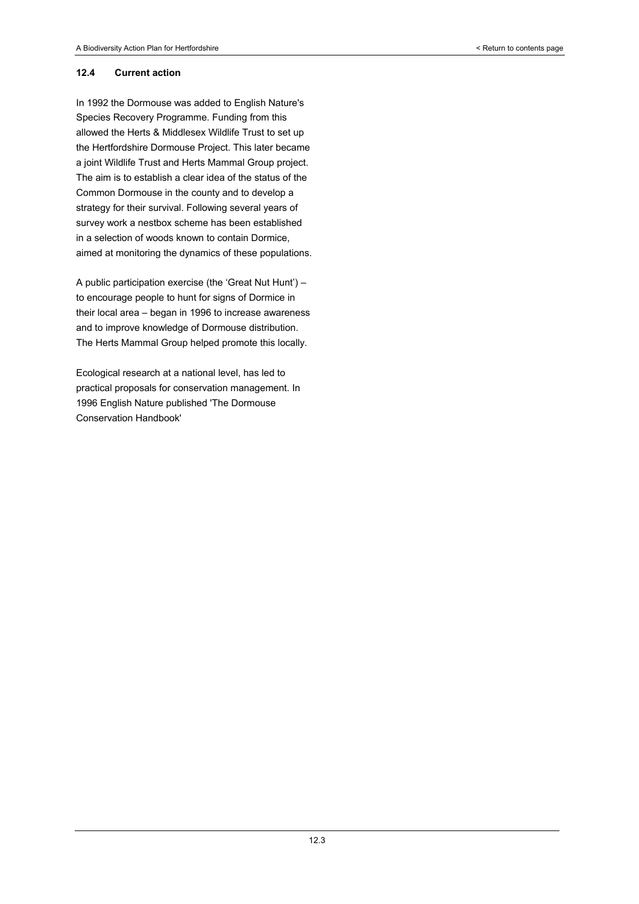## 12.4 Current action

In 1992 the Dormouse was added to English Nature's Species Recovery Programme. Funding from this allowed the Herts & Middlesex Wildlife Trust to set up the Hertfordshire Dormouse Project. This later became a joint Wildlife Trust and Herts Mammal Group project. The aim is to establish a clear idea of the status of the Common Dormouse in the county and to develop a strategy for their survival. Following several years of survey work a nestbox scheme has been established in a selection of woods known to contain Dormice, aimed at monitoring the dynamics of these populations.

A public participation exercise (the 'Great Nut Hunt') – to encourage people to hunt for signs of Dormice in their local area – began in 1996 to increase awareness and to improve knowledge of Dormouse distribution. The Herts Mammal Group helped promote this locally.

Ecological research at a national level, has led to practical proposals for conservation management. In 1996 English Nature published 'The Dormouse Conservation Handbook'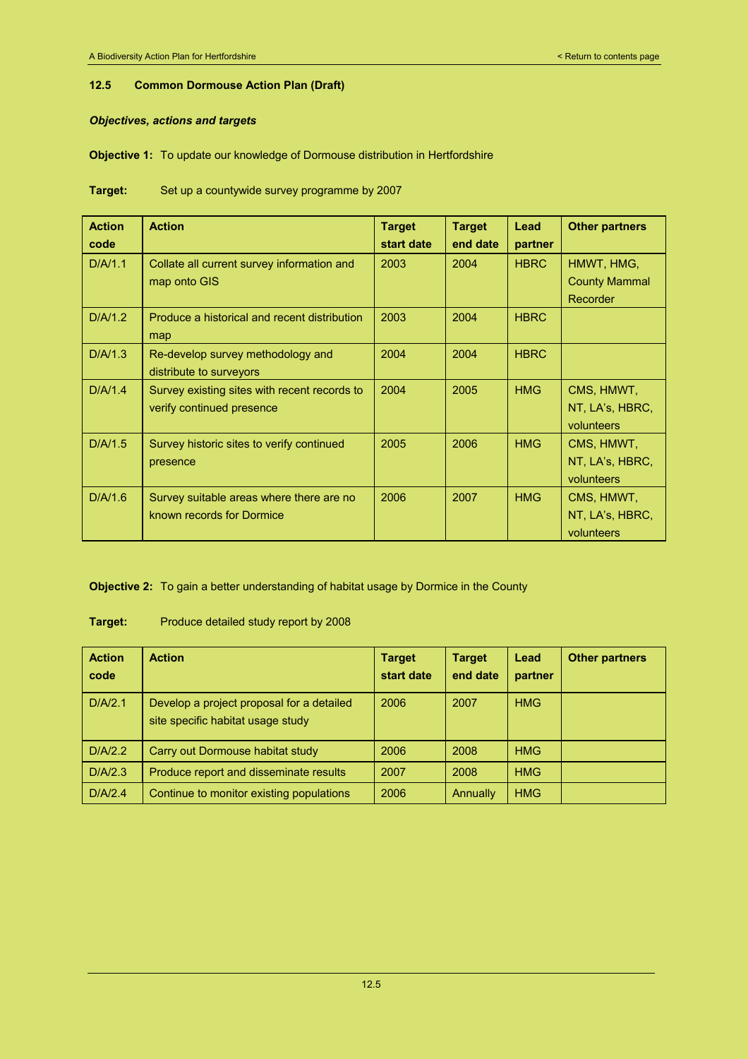### 12.5 Common Dormouse Action Plan (Draft)

***Objectives, actions and targets***

**Objective 1:** To update our knowledge of Dormouse distribution in Hertfordshire

**Target:** Set up a countywide survey programme by 2007

| Action code | Action | Target start date | Target end date | Lead partner | Other partners |
|---|---|---|---|---|---|
| D/A/1.1 | Collate all current survey information and map onto GIS | 2003 | 2004 | HBRC | HMWT, HMG, County Mammal Recorder |
| D/A/1.2 | Produce a historical and recent distribution map | 2003 | 2004 | HBRC | |
| D/A/1.3 | Re-develop survey methodology and distribute to surveyors | 2004 | 2004 | HBRC | |
| D/A/1.4 | Survey existing sites with recent records to verify continued presence | 2004 | 2005 | HMG | CMS, HMWT, NT, LA's, HBRC, volunteers |
| D/A/1.5 | Survey historic sites to verify continued presence | 2005 | 2006 | HMG | CMS, HMWT, NT, LA's, HBRC, volunteers |
| D/A/1.6 | Survey suitable areas where there are no known records for Dormice | 2006 | 2007 | HMG | CMS, HMWT, NT, LA's, HBRC, volunteers |

**Objective 2:** To gain a better understanding of habitat usage by Dormice in the County

**Target:** Produce detailed study report by 2008

| Action code | Action | Target start date | Target end date | Lead partner | Other partners |
|---|---|---|---|---|---|
| D/A/2.1 | Develop a project proposal for a detailed site specific habitat usage study | 2006 | 2007 | HMG | |
| D/A/2.2 | Carry out Dormouse habitat study | 2006 | 2008 | HMG | |
| D/A/2.3 | Produce report and disseminate results | 2007 | 2008 | HMG | |
| D/A/2.4 | Continue to monitor existing populations | 2006 | Annually | HMG | |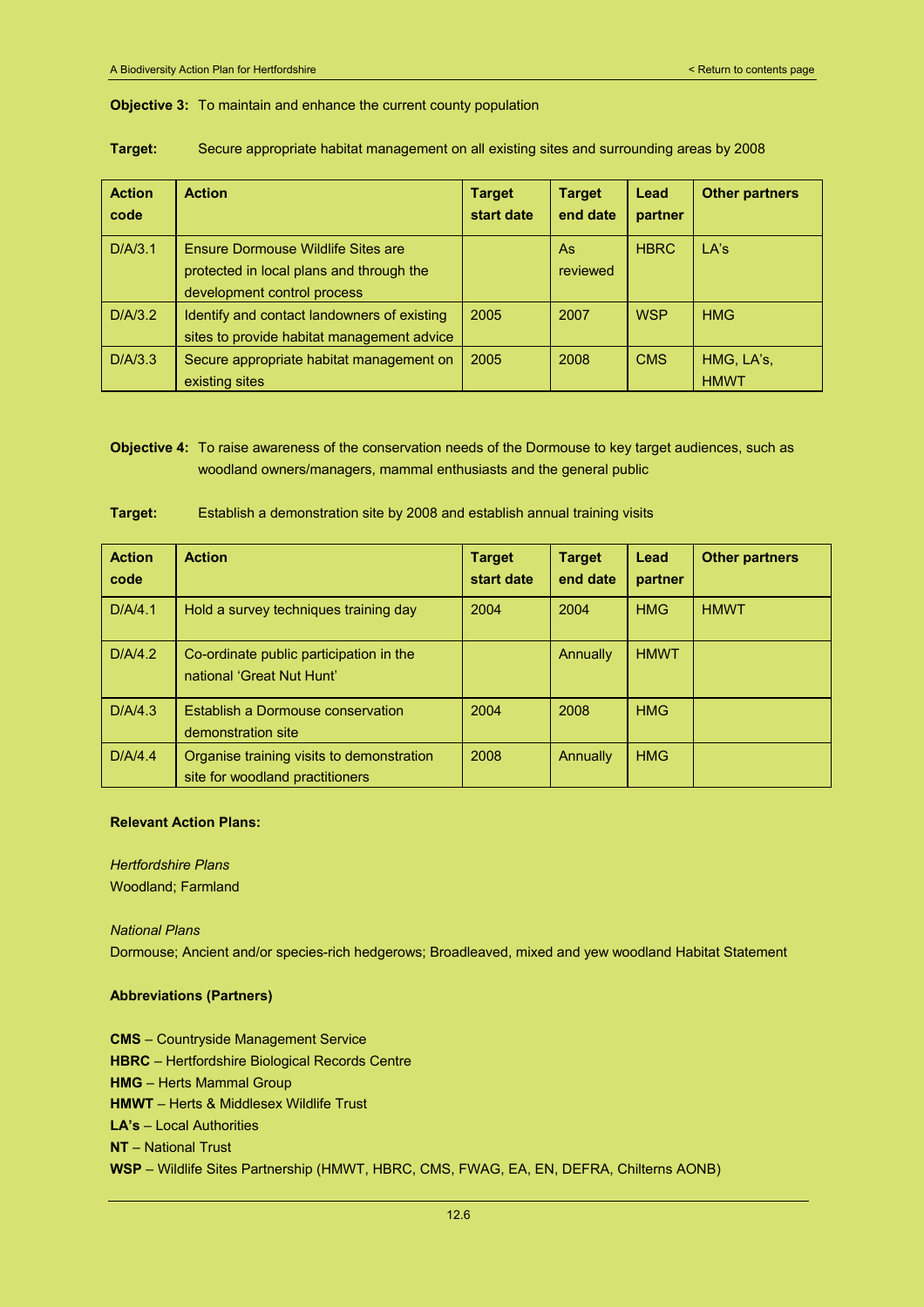**Objective 3:** To maintain and enhance the current county population

**Target:** Secure appropriate habitat management on all existing sites and surrounding areas by 2008

| Action code | Action | Target start date | Target end date | Lead partner | Other partners |
|---|---|---|---|---|---|
| D/A/3.1 | Ensure Dormouse Wildlife Sites are protected in local plans and through the development control process | | As reviewed | HBRC | LA's |
| D/A/3.2 | Identify and contact landowners of existing sites to provide habitat management advice | 2005 | 2007 | WSP | HMG |
| D/A/3.3 | Secure appropriate habitat management on existing sites | 2005 | 2008 | CMS | HMG, LA's, HMWT |

**Objective 4:** To raise awareness of the conservation needs of the Dormouse to key target audiences, such as woodland owners/managers, mammal enthusiasts and the general public

**Target:** Establish a demonstration site by 2008 and establish annual training visits

| Action code | Action | Target start date | Target end date | Lead partner | Other partners |
|---|---|---|---|---|---|
| D/A/4.1 | Hold a survey techniques training day | 2004 | 2004 | HMG | HMWT |
| D/A/4.2 | Co-ordinate public participation in the national 'Great Nut Hunt' | | Annually | HMWT | |
| D/A/4.3 | Establish a Dormouse conservation demonstration site | 2004 | 2008 | HMG | |
| D/A/4.4 | Organise training visits to demonstration site for woodland practitioners | 2008 | Annually | HMG | |

**Relevant Action Plans:**

*Hertfordshire Plans*
Woodland; Farmland

*National Plans*
Dormouse; Ancient and/or species-rich hedgerows; Broadleaved, mixed and yew woodland Habitat Statement

**Abbreviations (Partners)**

**CMS** – Countryside Management Service
**HBRC** – Hertfordshire Biological Records Centre
**HMG** – Herts Mammal Group
**HMWT** – Herts & Middlesex Wildlife Trust
**LA's** – Local Authorities
**NT** – National Trust
**WSP** – Wildlife Sites Partnership (HMWT, HBRC, CMS, FWAG, EA, EN, DEFRA, Chilterns AONB)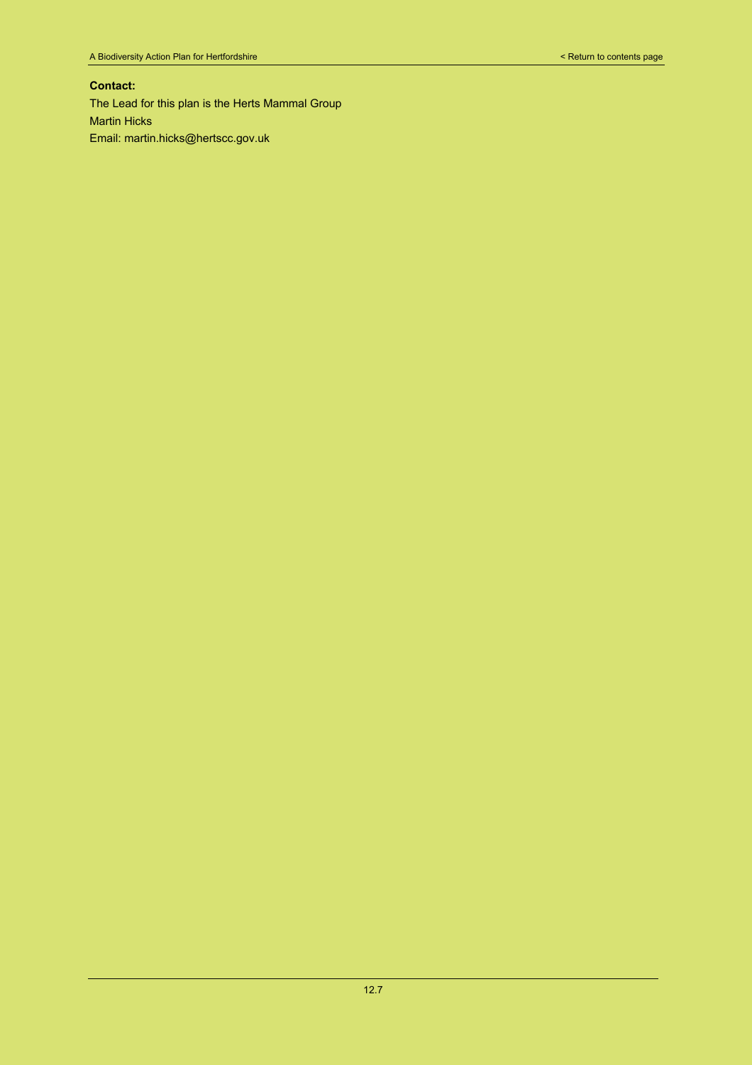**Contact:**

The Lead for this plan is the Herts Mammal Group
Martin Hicks
Email: martin.hicks@hertscc.gov.uk